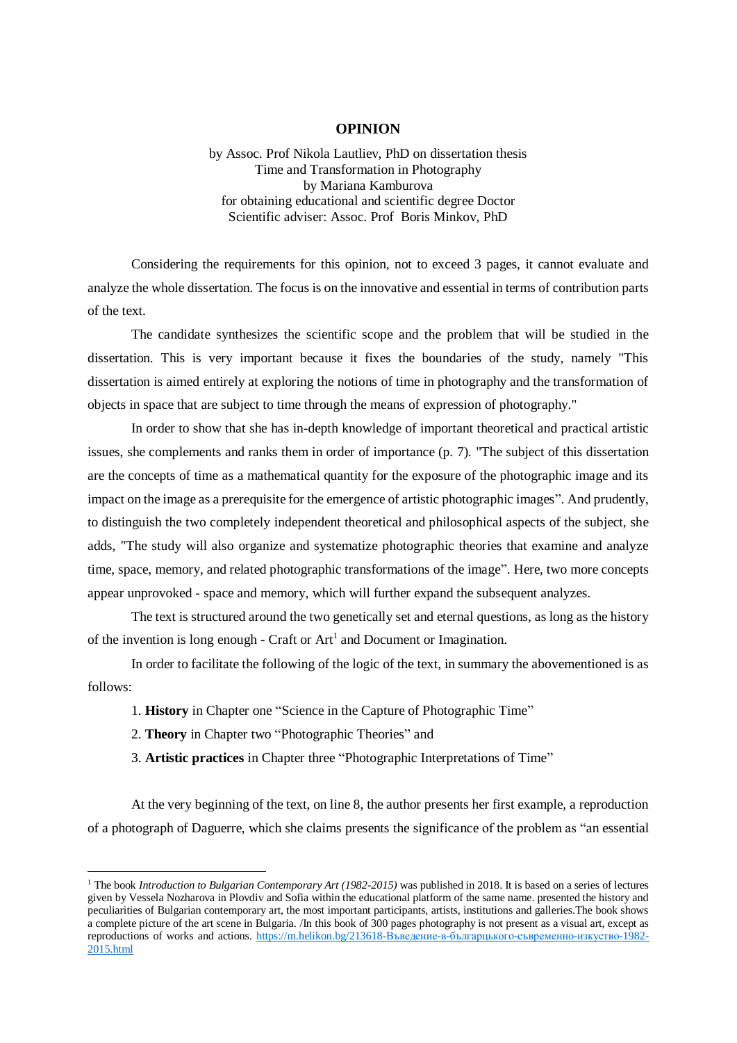# OPINION

by Assoc. Prof Nikola Lautliev, PhD on dissertation thesis  
Time and Transformation in Photography  
by Mariana Kamburova  
for obtaining educational and scientific degree Doctor  
Scientific adviser: Assoc. Prof Boris Minkov, PhD

Considering the requirements for this opinion, not to exceed 3 pages, it cannot evaluate and analyze the whole dissertation. The focus is on the innovative and essential in terms of contribution parts of the text.

The candidate synthesizes the scientific scope and the problem that will be studied in the dissertation. This is very important because it fixes the boundaries of the study, namely "This dissertation is aimed entirely at exploring the notions of time in photography and the transformation of objects in space that are subject to time through the means of expression of photography."

In order to show that she has in-depth knowledge of important theoretical and practical artistic issues, she complements and ranks them in order of importance (p. 7). "The subject of this dissertation are the concepts of time as a mathematical quantity for the exposure of the photographic image and its impact on the image as a prerequisite for the emergence of artistic photographic images". And prudently, to distinguish the two completely independent theoretical and philosophical aspects of the subject, she adds, "The study will also organize and systematize photographic theories that examine and analyze time, space, memory, and related photographic transformations of the image". Here, two more concepts appear unprovoked - space and memory, which will further expand the subsequent analyzes.

The text is structured around the two genetically set and eternal questions, as long as the history of the invention is long enough - Craft or Art[1] and Document or Imagination.

In order to facilitate the following of the logic of the text, in summary the abovementioned is as follows:

1. **History** in Chapter one "Science in the Capture of Photographic Time"
2. **Theory** in Chapter two "Photographic Theories" and
3. **Artistic practices** in Chapter three "Photographic Interpretations of Time"

At the very beginning of the text, on line 8, the author presents her first example, a reproduction of a photograph of Daguerre, which she claims presents the significance of the problem as "an essential

[1] The book *Introduction to Bulgarian Contemporary Art (1982-2015)* was published in 2018. It is based on a series of lectures given by Vessela Nozharova in Plovdiv and Sofia within the educational platform of the same name. presented the history and peculiarities of Bulgarian contemporary art, the most important participants, artists, institutions and galleries.The book shows a complete picture of the art scene in Bulgaria. /In this book of 300 pages photography is not present as a visual art, except as reproductions of works and actions. https://m.helikon.bg/213618-Въведение-в-българцького-съвременно-изкуство-1982-2015.html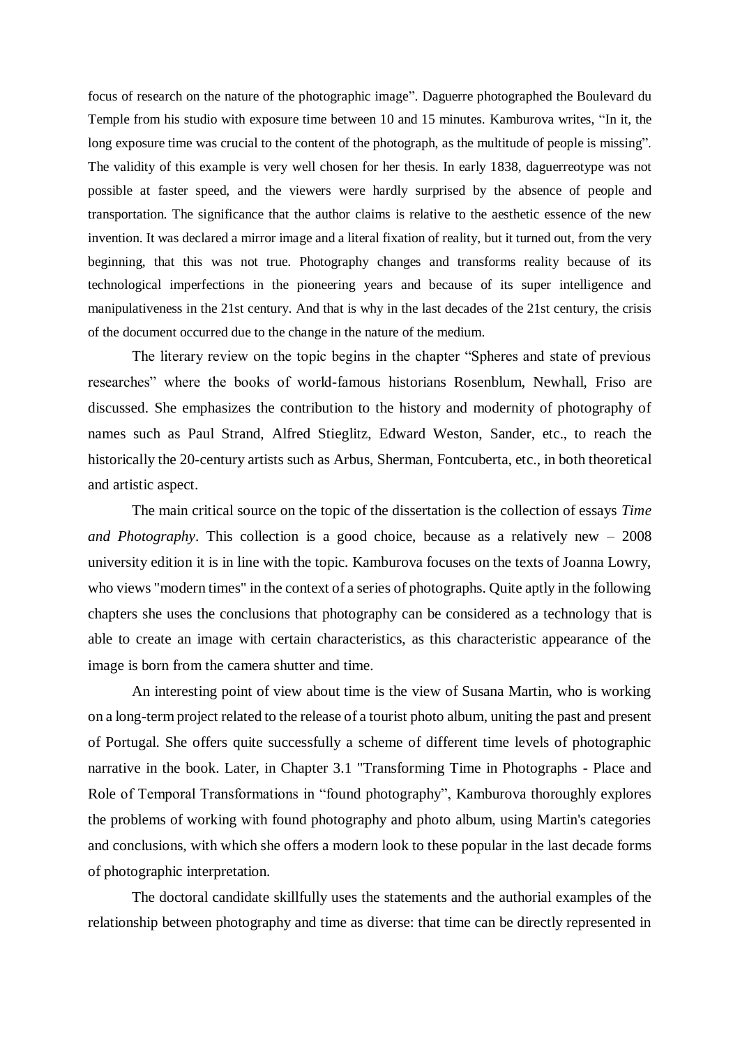focus of research on the nature of the photographic image". Daguerre photographed the Boulevard du Temple from his studio with exposure time between 10 and 15 minutes. Kamburova writes, "In it, the long exposure time was crucial to the content of the photograph, as the multitude of people is missing". The validity of this example is very well chosen for her thesis. In early 1838, daguerreotype was not possible at faster speed, and the viewers were hardly surprised by the absence of people and transportation. The significance that the author claims is relative to the aesthetic essence of the new invention. It was declared a mirror image and a literal fixation of reality, but it turned out, from the very beginning, that this was not true. Photography changes and transforms reality because of its technological imperfections in the pioneering years and because of its super intelligence and manipulativeness in the 21st century. And that is why in the last decades of the 21st century, the crisis of the document occurred due to the change in the nature of the medium.

The literary review on the topic begins in the chapter "Spheres and state of previous researches" where the books of world-famous historians Rosenblum, Newhall, Friso are discussed. She emphasizes the contribution to the history and modernity of photography of names such as Paul Strand, Alfred Stieglitz, Edward Weston, Sander, etc., to reach the historically the 20-century artists such as Arbus, Sherman, Fontcuberta, etc., in both theoretical and artistic aspect.

The main critical source on the topic of the dissertation is the collection of essays *Time and Photography*. This collection is a good choice, because as a relatively new – 2008 university edition it is in line with the topic. Kamburova focuses on the texts of Joanna Lowry, who views "modern times" in the context of a series of photographs. Quite aptly in the following chapters she uses the conclusions that photography can be considered as a technology that is able to create an image with certain characteristics, as this characteristic appearance of the image is born from the camera shutter and time.

An interesting point of view about time is the view of Susana Martin, who is working on a long-term project related to the release of a tourist photo album, uniting the past and present of Portugal. She offers quite successfully a scheme of different time levels of photographic narrative in the book. Later, in Chapter 3.1 "Transforming Time in Photographs - Place and Role of Temporal Transformations in "found photography", Kamburova thoroughly explores the problems of working with found photography and photo album, using Martin's categories and conclusions, with which she offers a modern look to these popular in the last decade forms of photographic interpretation.

The doctoral candidate skillfully uses the statements and the authorial examples of the relationship between photography and time as diverse: that time can be directly represented in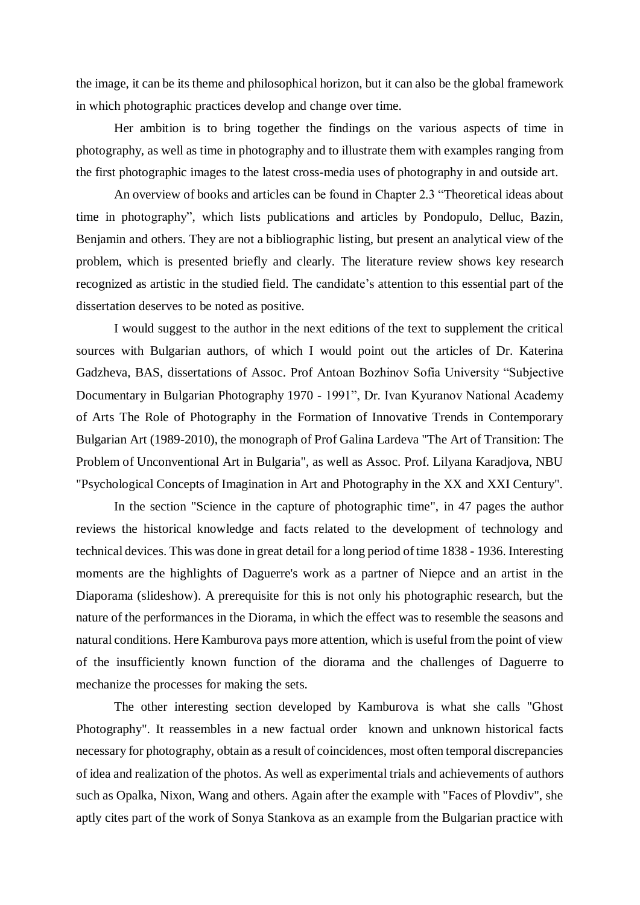the image, it can be its theme and philosophical horizon, but it can also be the global framework in which photographic practices develop and change over time.

Her ambition is to bring together the findings on the various aspects of time in photography, as well as time in photography and to illustrate them with examples ranging from the first photographic images to the latest cross-media uses of photography in and outside art.

An overview of books and articles can be found in Chapter 2.3 "Theoretical ideas about time in photography", which lists publications and articles by Pondopulo, Delluc, Bazin, Benjamin and others. They are not a bibliographic listing, but present an analytical view of the problem, which is presented briefly and clearly. The literature review shows key research recognized as artistic in the studied field. The candidate's attention to this essential part of the dissertation deserves to be noted as positive.

I would suggest to the author in the next editions of the text to supplement the critical sources with Bulgarian authors, of which I would point out the articles of Dr. Katerina Gadzheva, BAS, dissertations of Assoc. Prof Antoan Bozhinov Sofia University "Subjective Documentary in Bulgarian Photography 1970 - 1991", Dr. Ivan Kyuranov National Academy of Arts The Role of Photography in the Formation of Innovative Trends in Contemporary Bulgarian Art (1989-2010), the monograph of Prof Galina Lardeva "The Art of Transition: The Problem of Unconventional Art in Bulgaria", as well as Assoc. Prof. Lilyana Karadjova, NBU "Psychological Concepts of Imagination in Art and Photography in the XX and XXI Century".

In the section "Science in the capture of photographic time", in 47 pages the author reviews the historical knowledge and facts related to the development of technology and technical devices. This was done in great detail for a long period of time 1838 - 1936. Interesting moments are the highlights of Daguerre's work as a partner of Niepce and an artist in the Diaporama (slideshow). A prerequisite for this is not only his photographic research, but the nature of the performances in the Diorama, in which the effect was to resemble the seasons and natural conditions. Here Kamburova pays more attention, which is useful from the point of view of the insufficiently known function of the diorama and the challenges of Daguerre to mechanize the processes for making the sets.

The other interesting section developed by Kamburova is what she calls "Ghost Photography". It reassembles in a new factual order known and unknown historical facts necessary for photography, obtain as a result of coincidences, most often temporal discrepancies of idea and realization of the photos. As well as experimental trials and achievements of authors such as Opalka, Nixon, Wang and others. Again after the example with "Faces of Plovdiv", she aptly cites part of the work of Sonya Stankova as an example from the Bulgarian practice with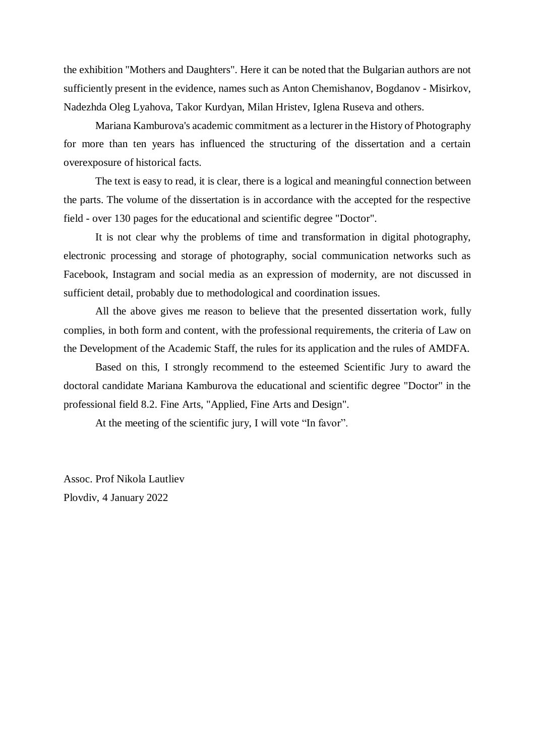the exhibition "Mothers and Daughters". Here it can be noted that the Bulgarian authors are not sufficiently present in the evidence, names such as Anton Chemishanov, Bogdanov - Misirkov, Nadezhda Oleg Lyahova, Takor Kurdyan, Milan Hristev, Iglena Ruseva and others.

Mariana Kamburova's academic commitment as a lecturer in the History of Photography for more than ten years has influenced the structuring of the dissertation and a certain overexposure of historical facts.

The text is easy to read, it is clear, there is a logical and meaningful connection between the parts. The volume of the dissertation is in accordance with the accepted for the respective field - over 130 pages for the educational and scientific degree "Doctor".

It is not clear why the problems of time and transformation in digital photography, electronic processing and storage of photography, social communication networks such as Facebook, Instagram and social media as an expression of modernity, are not discussed in sufficient detail, probably due to methodological and coordination issues.

All the above gives me reason to believe that the presented dissertation work, fully complies, in both form and content, with the professional requirements, the criteria of Law on the Development of the Academic Staff, the rules for its application and the rules of AMDFA.

Based on this, I strongly recommend to the esteemed Scientific Jury to award the doctoral candidate Mariana Kamburova the educational and scientific degree "Doctor" in the professional field 8.2. Fine Arts, "Applied, Fine Arts and Design".

At the meeting of the scientific jury, I will vote “In favor”.

Assoc. Prof Nikola Lautliev
Plovdiv, 4 January 2022